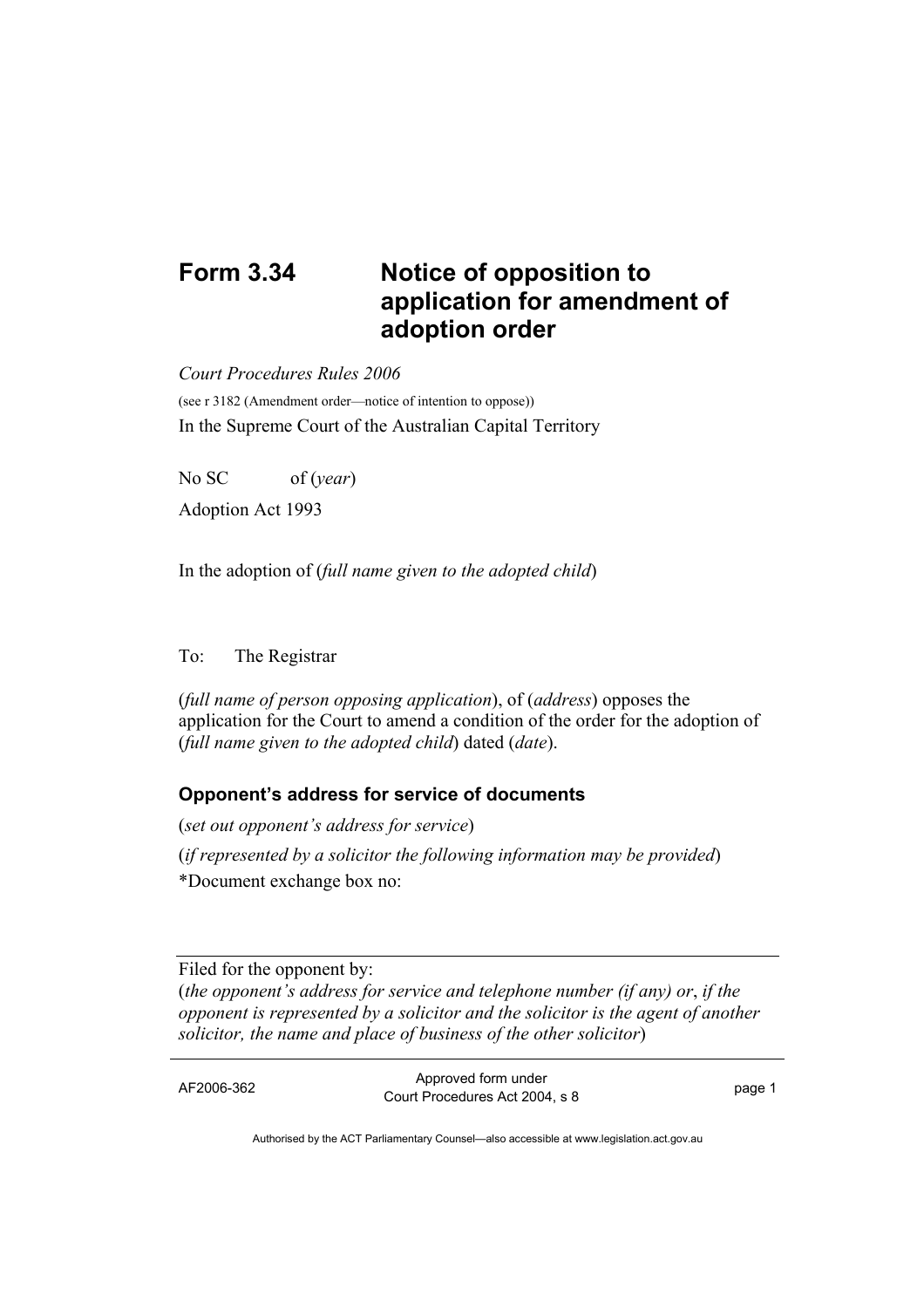# Form 3.34 Notice of opposition to application for amendment of adoption order

*Court Procedures Rules 2006*

(see r 3182 (Amendment order—notice of intention to oppose))

In the Supreme Court of the Australian Capital Territory

No SC of (*year*)

Adoption Act 1993

In the adoption of (*full name given to the adopted child*)

To: The Registrar

(*full name of person opposing application*), of (*address*) opposes the application for the Court to amend a condition of the order for the adoption of (*full name given to the adopted child*) dated (*date*).

## Opponent's address for service of documents

(*set out opponent's address for service*)

(*if represented by a solicitor the following information may be provided*)

*Document exchange box no:

---

Filed for the opponent by:

(*the opponent's address for service and telephone number (if any) or*, *if the opponent is represented by a solicitor and the solicitor is the agent of another solicitor, the name and place of business of the other solicitor*)

AF2006-362 Approved form under Court Procedures Act 2004, s 8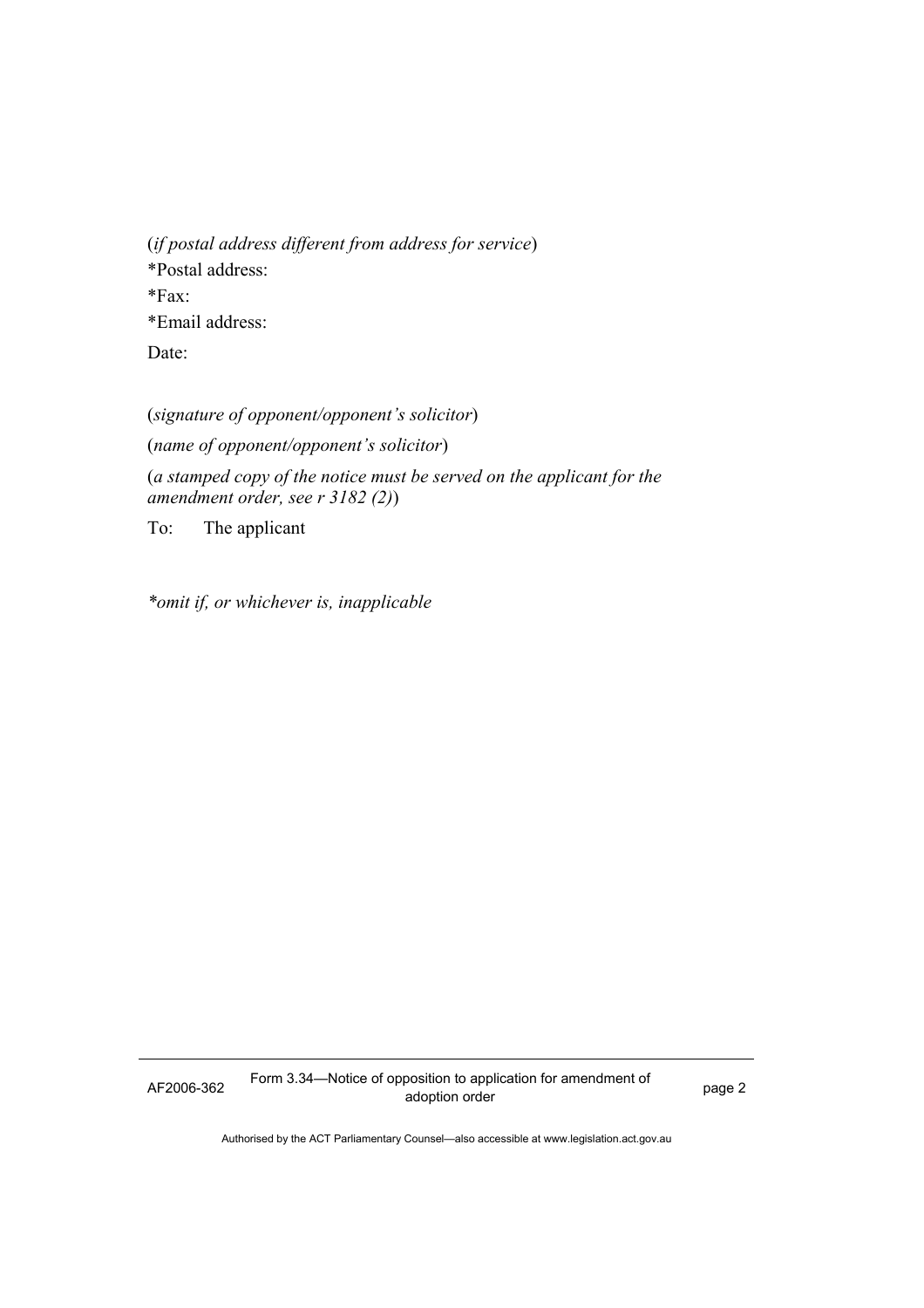(*if postal address different from address for service*)

*Postal address:

*Fax:

*Email address:

Date:

(*signature of opponent/opponent's solicitor*)

(*name of opponent/opponent's solicitor*)

(*a stamped copy of the notice must be served on the applicant for the amendment order, see r 3182 (2)*)

To: The applicant

**omit if, or whichever is, inapplicable*